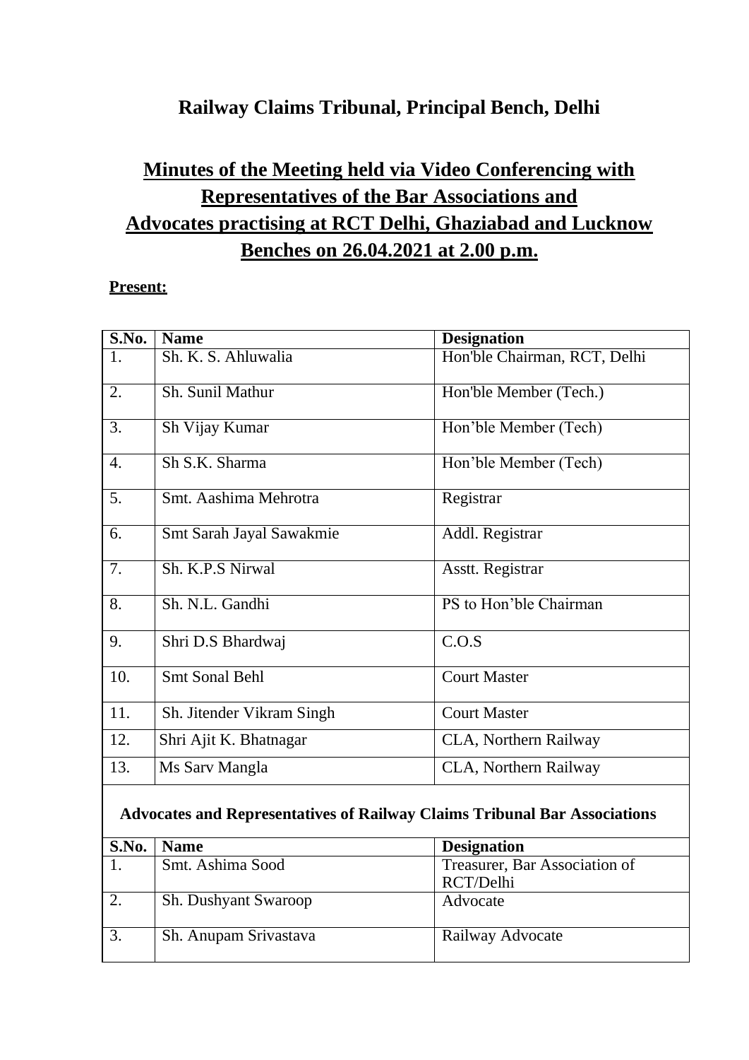# Railway Claims Tribunal, Principal Bench, Delhi

## Minutes of the Meeting held via Video Conferencing with Representatives of the Bar Associations and Advocates practising at RCT Delhi, Ghaziabad and Lucknow Benches on 26.04.2021 at 2.00 p.m.

**Present:**

| S.No. | Name | Designation |
|---|---|---|
| 1. | Sh. K. S. Ahluwalia | Hon'ble Chairman, RCT, Delhi |
| 2. | Sh. Sunil Mathur | Hon'ble Member (Tech.) |
| 3. | Sh Vijay Kumar | Hon'ble Member (Tech) |
| 4. | Sh S.K. Sharma | Hon'ble Member (Tech) |
| 5. | Smt. Aashima Mehrotra | Registrar |
| 6. | Smt Sarah Jayal Sawakmie | Addl. Registrar |
| 7. | Sh. K.P.S Nirwal | Asstt. Registrar |
| 8. | Sh. N.L. Gandhi | PS to Hon'ble Chairman |
| 9. | Shri D.S Bhardwaj | C.O.S |
| 10. | Smt Sonal Behl | Court Master |
| 11. | Sh. Jitender Vikram Singh | Court Master |
| 12. | Shri Ajit K. Bhatnagar | CLA, Northern Railway |
| 13. | Ms Sarv Mangla | CLA, Northern Railway |

**Advocates and Representatives of Railway Claims Tribunal Bar Associations**

| S.No. | Name | Designation |
|---|---|---|
| 1. | Smt. Ashima Sood | Treasurer, Bar Association of RCT/Delhi |
| 2. | Sh. Dushyant Swaroop | Advocate |
| 3. | Sh. Anupam Srivastava | Railway Advocate |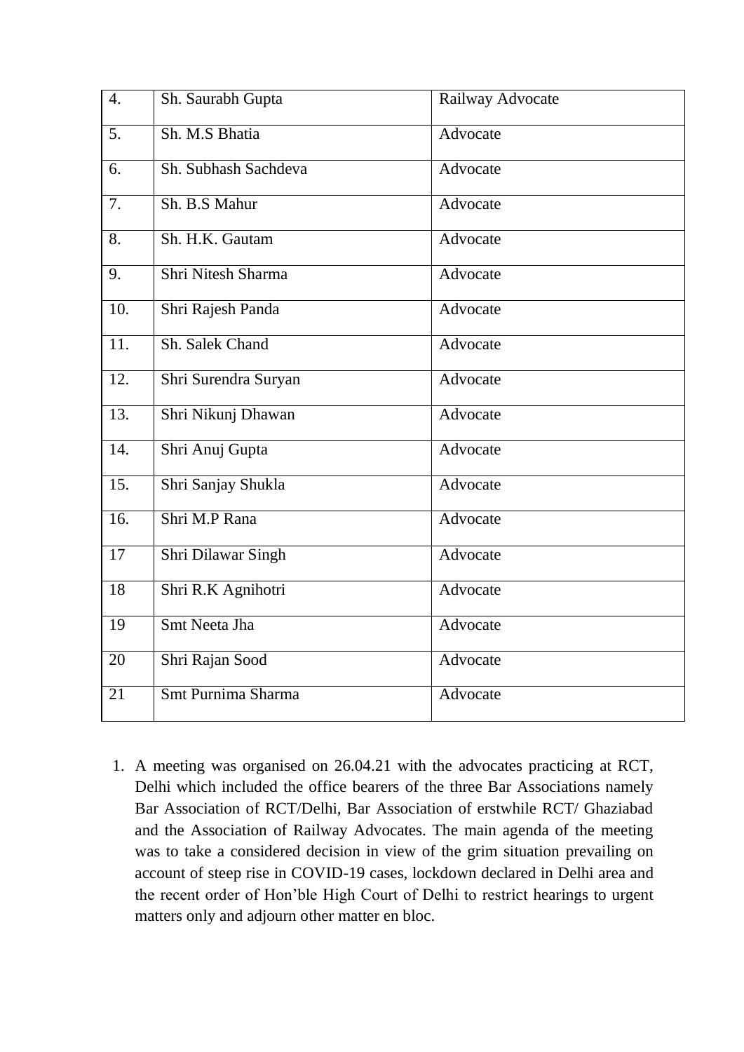| 4. | Sh. Saurabh Gupta | Railway Advocate |
|---|---|---|
| 5. | Sh. M.S Bhatia | Advocate |
| 6. | Sh. Subhash Sachdeva | Advocate |
| 7. | Sh. B.S Mahur | Advocate |
| 8. | Sh. H.K. Gautam | Advocate |
| 9. | Shri Nitesh Sharma | Advocate |
| 10. | Shri Rajesh Panda | Advocate |
| 11. | Sh. Salek Chand | Advocate |
| 12. | Shri Surendra Suryan | Advocate |
| 13. | Shri Nikunj Dhawan | Advocate |
| 14. | Shri Anuj Gupta | Advocate |
| 15. | Shri Sanjay Shukla | Advocate |
| 16. | Shri M.P Rana | Advocate |
| 17 | Shri Dilawar Singh | Advocate |
| 18 | Shri R.K Agnihotri | Advocate |
| 19 | Smt Neeta Jha | Advocate |
| 20 | Shri Rajan Sood | Advocate |
| 21 | Smt Purnima Sharma | Advocate |

1. A meeting was organised on 26.04.21 with the advocates practicing at RCT, Delhi which included the office bearers of the three Bar Associations namely Bar Association of RCT/Delhi, Bar Association of erstwhile RCT/ Ghaziabad and the Association of Railway Advocates. The main agenda of the meeting was to take a considered decision in view of the grim situation prevailing on account of steep rise in COVID-19 cases, lockdown declared in Delhi area and the recent order of Hon'ble High Court of Delhi to restrict hearings to urgent matters only and adjourn other matter en bloc.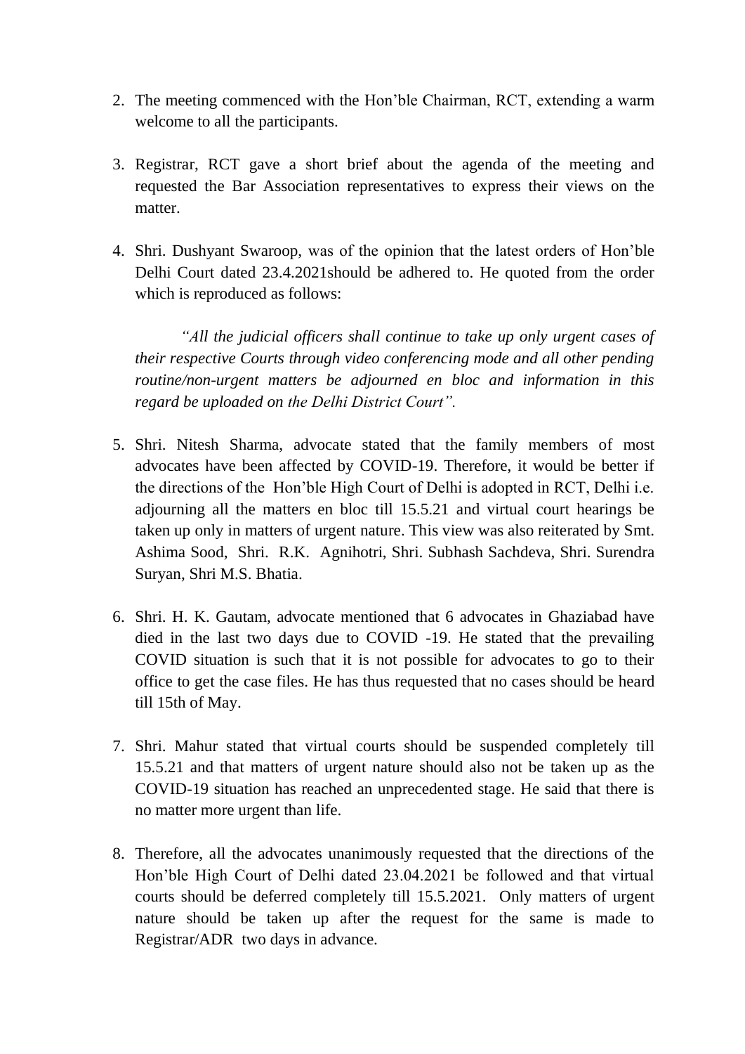2. The meeting commenced with the Hon'ble Chairman, RCT, extending a warm welcome to all the participants.

3. Registrar, RCT gave a short brief about the agenda of the meeting and requested the Bar Association representatives to express their views on the matter.

4. Shri. Dushyant Swaroop, was of the opinion that the latest orders of Hon'ble Delhi Court dated 23.4.2021should be adhered to. He quoted from the order which is reproduced as follows:

   *"All the judicial officers shall continue to take up only urgent cases of their respective Courts through video conferencing mode and all other pending routine/non-urgent matters be adjourned en bloc and information in this regard be uploaded on the Delhi District Court".*

5. Shri. Nitesh Sharma, advocate stated that the family members of most advocates have been affected by COVID-19. Therefore, it would be better if the directions of the Hon'ble High Court of Delhi is adopted in RCT, Delhi i.e. adjourning all the matters en bloc till 15.5.21 and virtual court hearings be taken up only in matters of urgent nature. This view was also reiterated by Smt. Ashima Sood, Shri. R.K. Agnihotri, Shri. Subhash Sachdeva, Shri. Surendra Suryan, Shri M.S. Bhatia.

6. Shri. H. K. Gautam, advocate mentioned that 6 advocates in Ghaziabad have died in the last two days due to COVID -19. He stated that the prevailing COVID situation is such that it is not possible for advocates to go to their office to get the case files. He has thus requested that no cases should be heard till 15th of May.

7. Shri. Mahur stated that virtual courts should be suspended completely till 15.5.21 and that matters of urgent nature should also not be taken up as the COVID-19 situation has reached an unprecedented stage. He said that there is no matter more urgent than life.

8. Therefore, all the advocates unanimously requested that the directions of the Hon'ble High Court of Delhi dated 23.04.2021 be followed and that virtual courts should be deferred completely till 15.5.2021. Only matters of urgent nature should be taken up after the request for the same is made to Registrar/ADR two days in advance.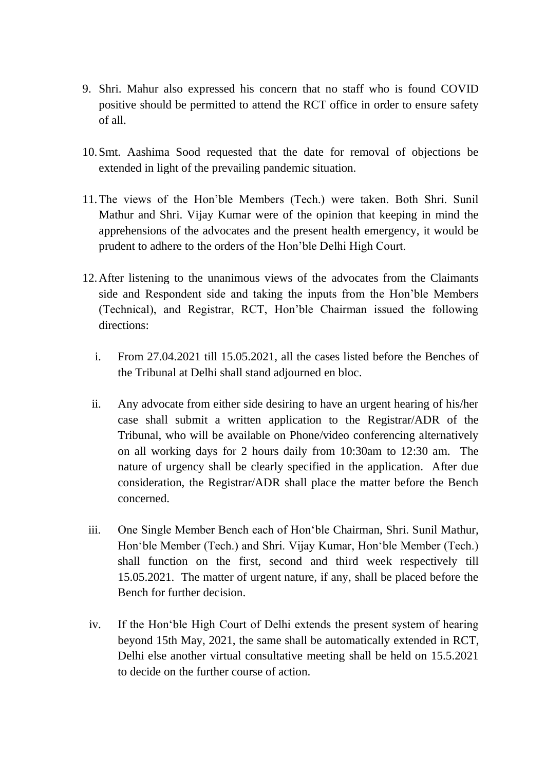9. Shri. Mahur also expressed his concern that no staff who is found COVID positive should be permitted to attend the RCT office in order to ensure safety of all.

10. Smt. Aashima Sood requested that the date for removal of objections be extended in light of the prevailing pandemic situation.

11. The views of the Hon'ble Members (Tech.) were taken. Both Shri. Sunil Mathur and Shri. Vijay Kumar were of the opinion that keeping in mind the apprehensions of the advocates and the present health emergency, it would be prudent to adhere to the orders of the Hon'ble Delhi High Court.

12. After listening to the unanimous views of the advocates from the Claimants side and Respondent side and taking the inputs from the Hon'ble Members (Technical), and Registrar, RCT, Hon'ble Chairman issued the following directions:

    i. From 27.04.2021 till 15.05.2021, all the cases listed before the Benches of the Tribunal at Delhi shall stand adjourned en bloc.

    ii. Any advocate from either side desiring to have an urgent hearing of his/her case shall submit a written application to the Registrar/ADR of the Tribunal, who will be available on Phone/video conferencing alternatively on all working days for 2 hours daily from 10:30am to 12:30 am. The nature of urgency shall be clearly specified in the application. After due consideration, the Registrar/ADR shall place the matter before the Bench concerned.

    iii. One Single Member Bench each of Hon'ble Chairman, Shri. Sunil Mathur, Hon'ble Member (Tech.) and Shri. Vijay Kumar, Hon'ble Member (Tech.) shall function on the first, second and third week respectively till 15.05.2021. The matter of urgent nature, if any, shall be placed before the Bench for further decision.

    iv. If the Hon'ble High Court of Delhi extends the present system of hearing beyond 15th May, 2021, the same shall be automatically extended in RCT, Delhi else another virtual consultative meeting shall be held on 15.5.2021 to decide on the further course of action.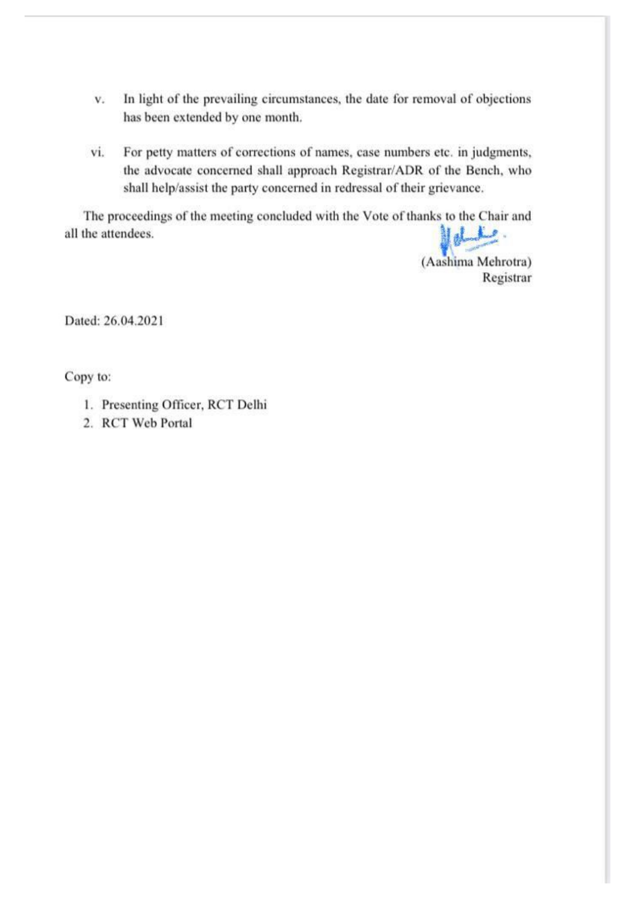v. In light of the prevailing circumstances, the date for removal of objections has been extended by one month.

vi. For petty matters of corrections of names, case numbers etc. in judgments, the advocate concerned shall approach Registrar/ADR of the Bench, who shall help/assist the party concerned in redressal of their grievance.

The proceedings of the meeting concluded with the Vote of thanks to the Chair and all the attendees.

(Aashima Mehrotra)
Registrar

Dated: 26.04.2021

Copy to:

1. Presenting Officer, RCT Delhi
2. RCT Web Portal